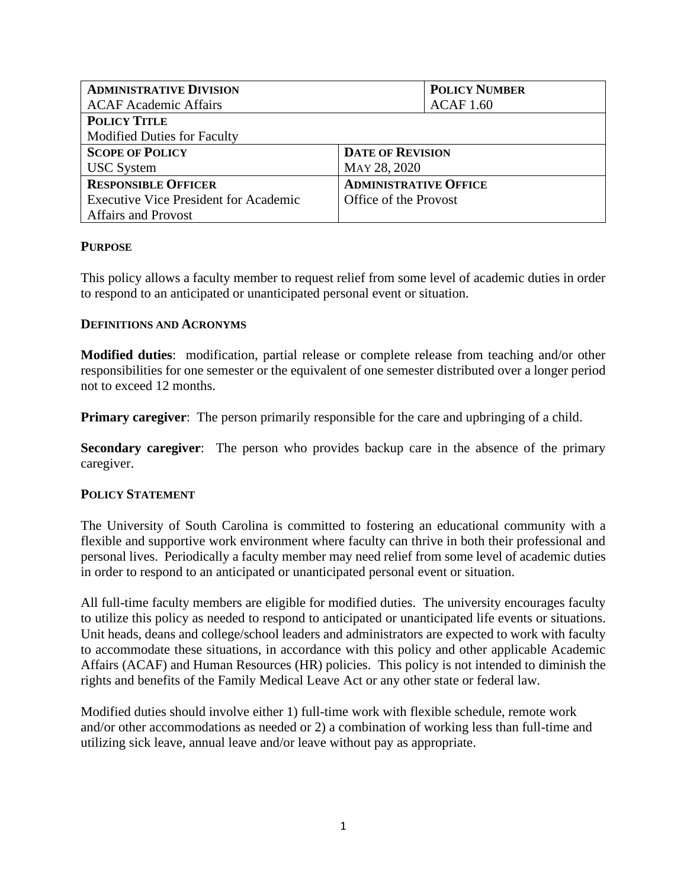| **ADMINISTRATIVE DIVISION** | | **POLICY NUMBER** |
|---|---|---|
| ACAF Academic Affairs | | ACAF 1.60 |
| **POLICY TITLE** | | |
| Modified Duties for Faculty | | |
| **SCOPE OF POLICY** | **DATE OF REVISION** | |
| USC System | MAY 28, 2020 | |
| **RESPONSIBLE OFFICER** | **ADMINISTRATIVE OFFICE** | |
| Executive Vice President for Academic Affairs and Provost | Office of the Provost | |

## PURPOSE

This policy allows a faculty member to request relief from some level of academic duties in order to respond to an anticipated or unanticipated personal event or situation.

## DEFINITIONS AND ACRONYMS

**Modified duties**: modification, partial release or complete release from teaching and/or other responsibilities for one semester or the equivalent of one semester distributed over a longer period not to exceed 12 months.

**Primary caregiver**: The person primarily responsible for the care and upbringing of a child.

**Secondary caregiver**: The person who provides backup care in the absence of the primary caregiver.

## POLICY STATEMENT

The University of South Carolina is committed to fostering an educational community with a flexible and supportive work environment where faculty can thrive in both their professional and personal lives. Periodically a faculty member may need relief from some level of academic duties in order to respond to an anticipated or unanticipated personal event or situation.

All full-time faculty members are eligible for modified duties. The university encourages faculty to utilize this policy as needed to respond to anticipated or unanticipated life events or situations. Unit heads, deans and college/school leaders and administrators are expected to work with faculty to accommodate these situations, in accordance with this policy and other applicable Academic Affairs (ACAF) and Human Resources (HR) policies. This policy is not intended to diminish the rights and benefits of the Family Medical Leave Act or any other state or federal law.

Modified duties should involve either 1) full-time work with flexible schedule, remote work and/or other accommodations as needed or 2) a combination of working less than full-time and utilizing sick leave, annual leave and/or leave without pay as appropriate.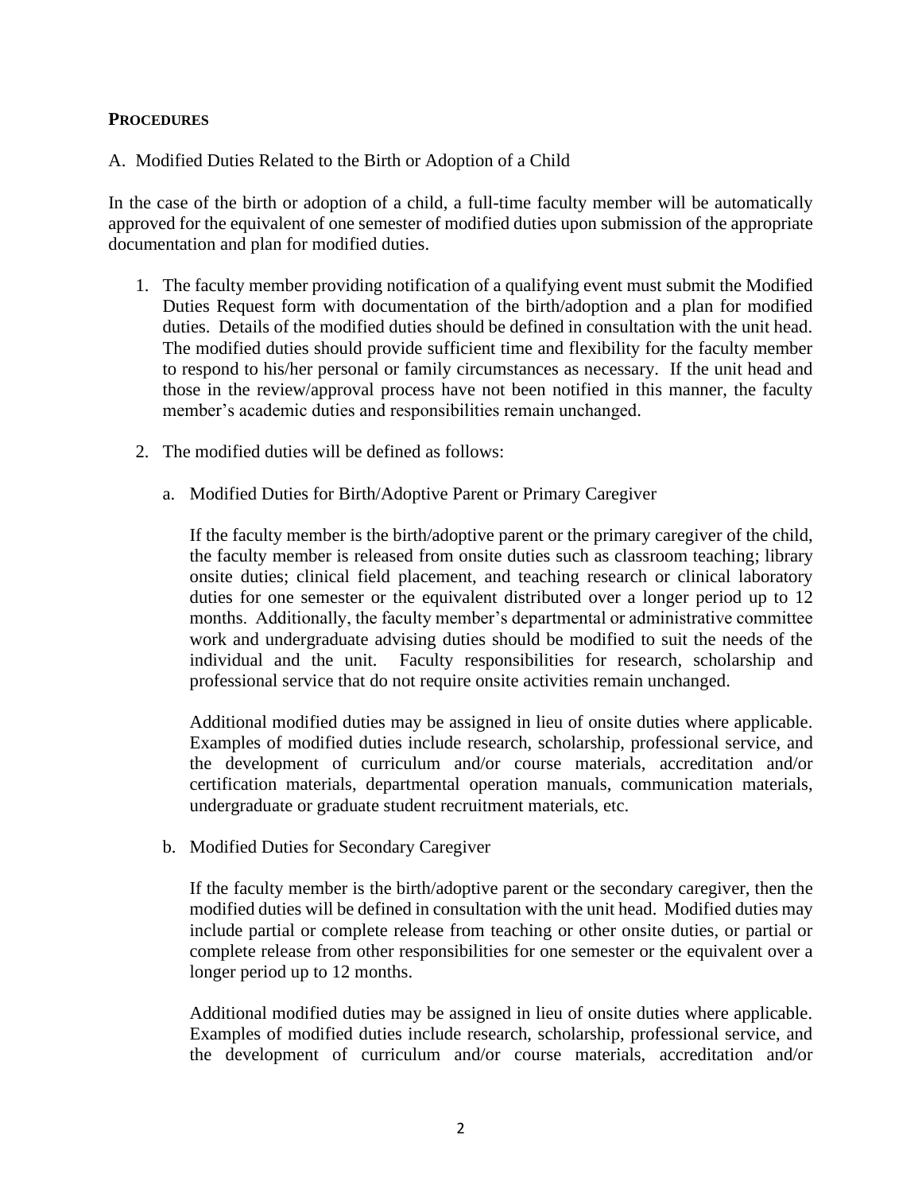## PROCEDURES

A. Modified Duties Related to the Birth or Adoption of a Child

In the case of the birth or adoption of a child, a full-time faculty member will be automatically approved for the equivalent of one semester of modified duties upon submission of the appropriate documentation and plan for modified duties.

1. The faculty member providing notification of a qualifying event must submit the Modified Duties Request form with documentation of the birth/adoption and a plan for modified duties. Details of the modified duties should be defined in consultation with the unit head. The modified duties should provide sufficient time and flexibility for the faculty member to respond to his/her personal or family circumstances as necessary. If the unit head and those in the review/approval process have not been notified in this manner, the faculty member's academic duties and responsibilities remain unchanged.

2. The modified duties will be defined as follows:

   a. Modified Duties for Birth/Adoptive Parent or Primary Caregiver

      If the faculty member is the birth/adoptive parent or the primary caregiver of the child, the faculty member is released from onsite duties such as classroom teaching; library onsite duties; clinical field placement, and teaching research or clinical laboratory duties for one semester or the equivalent distributed over a longer period up to 12 months. Additionally, the faculty member's departmental or administrative committee work and undergraduate advising duties should be modified to suit the needs of the individual and the unit. Faculty responsibilities for research, scholarship and professional service that do not require onsite activities remain unchanged.

      Additional modified duties may be assigned in lieu of onsite duties where applicable. Examples of modified duties include research, scholarship, professional service, and the development of curriculum and/or course materials, accreditation and/or certification materials, departmental operation manuals, communication materials, undergraduate or graduate student recruitment materials, etc.

   b. Modified Duties for Secondary Caregiver

      If the faculty member is the birth/adoptive parent or the secondary caregiver, then the modified duties will be defined in consultation with the unit head. Modified duties may include partial or complete release from teaching or other onsite duties, or partial or complete release from other responsibilities for one semester or the equivalent over a longer period up to 12 months.

      Additional modified duties may be assigned in lieu of onsite duties where applicable. Examples of modified duties include research, scholarship, professional service, and the development of curriculum and/or course materials, accreditation and/or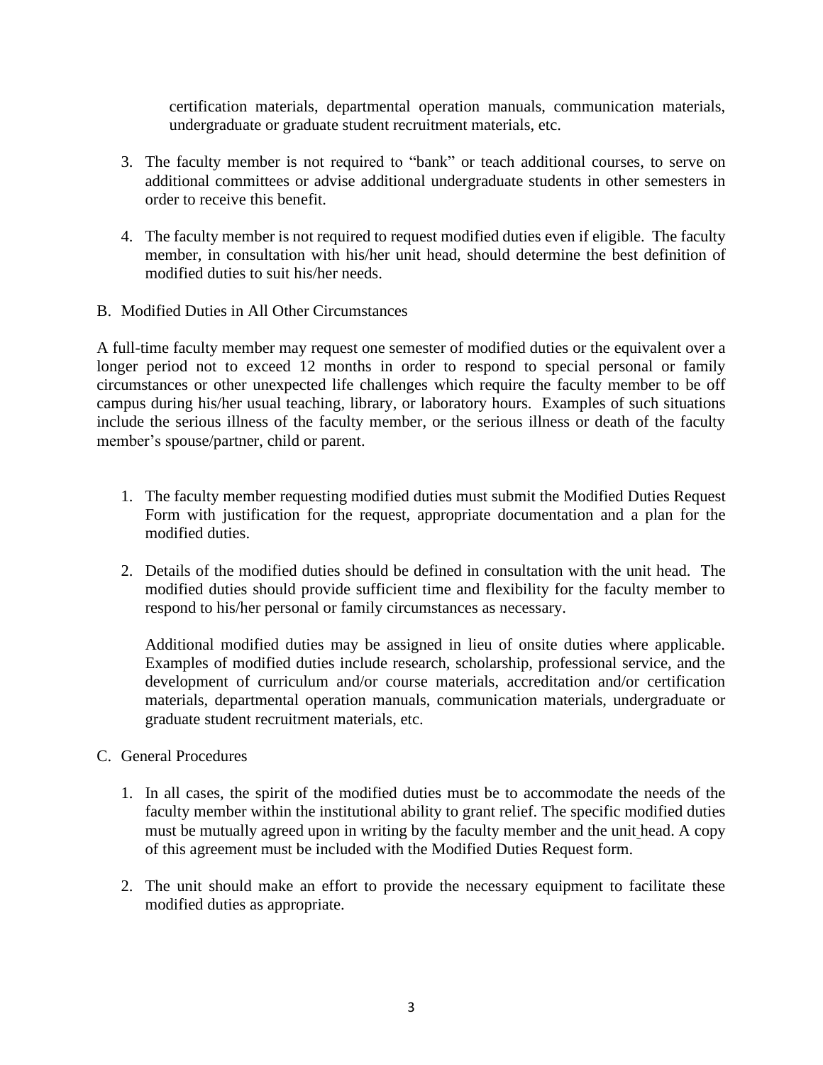certification materials, departmental operation manuals, communication materials, undergraduate or graduate student recruitment materials, etc.

3. The faculty member is not required to "bank" or teach additional courses, to serve on additional committees or advise additional undergraduate students in other semesters in order to receive this benefit.

4. The faculty member is not required to request modified duties even if eligible. The faculty member, in consultation with his/her unit head, should determine the best definition of modified duties to suit his/her needs.

B. Modified Duties in All Other Circumstances

A full-time faculty member may request one semester of modified duties or the equivalent over a longer period not to exceed 12 months in order to respond to special personal or family circumstances or other unexpected life challenges which require the faculty member to be off campus during his/her usual teaching, library, or laboratory hours. Examples of such situations include the serious illness of the faculty member, or the serious illness or death of the faculty member's spouse/partner, child or parent.

1. The faculty member requesting modified duties must submit the Modified Duties Request Form with justification for the request, appropriate documentation and a plan for the modified duties.

2. Details of the modified duties should be defined in consultation with the unit head. The modified duties should provide sufficient time and flexibility for the faculty member to respond to his/her personal or family circumstances as necessary.

   Additional modified duties may be assigned in lieu of onsite duties where applicable. Examples of modified duties include research, scholarship, professional service, and the development of curriculum and/or course materials, accreditation and/or certification materials, departmental operation manuals, communication materials, undergraduate or graduate student recruitment materials, etc.

C. General Procedures

1. In all cases, the spirit of the modified duties must be to accommodate the needs of the faculty member within the institutional ability to grant relief. The specific modified duties must be mutually agreed upon in writing by the faculty member and the unit head. A copy of this agreement must be included with the Modified Duties Request form.

2. The unit should make an effort to provide the necessary equipment to facilitate these modified duties as appropriate.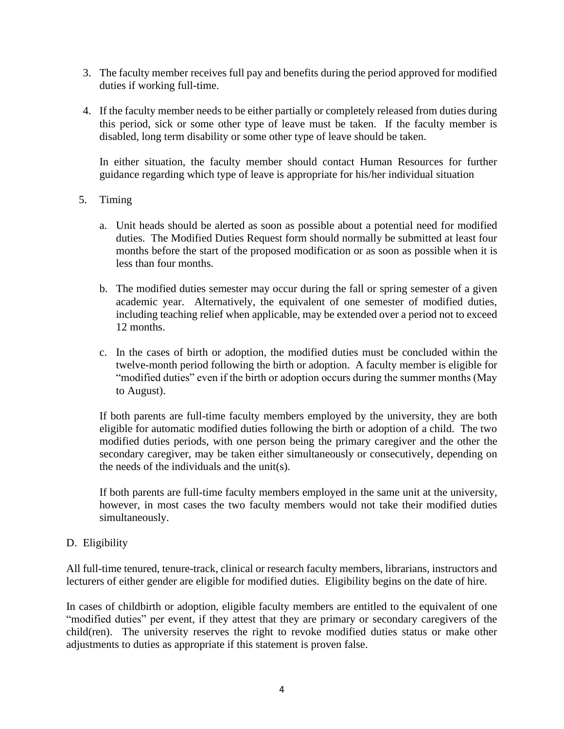3. The faculty member receives full pay and benefits during the period approved for modified duties if working full-time.

4. If the faculty member needs to be either partially or completely released from duties during this period, sick or some other type of leave must be taken. If the faculty member is disabled, long term disability or some other type of leave should be taken.

   In either situation, the faculty member should contact Human Resources for further guidance regarding which type of leave is appropriate for his/her individual situation

5. Timing

   a. Unit heads should be alerted as soon as possible about a potential need for modified duties. The Modified Duties Request form should normally be submitted at least four months before the start of the proposed modification or as soon as possible when it is less than four months.

   b. The modified duties semester may occur during the fall or spring semester of a given academic year. Alternatively, the equivalent of one semester of modified duties, including teaching relief when applicable, may be extended over a period not to exceed 12 months.

   c. In the cases of birth or adoption, the modified duties must be concluded within the twelve-month period following the birth or adoption. A faculty member is eligible for "modified duties" even if the birth or adoption occurs during the summer months (May to August).

   If both parents are full-time faculty members employed by the university, they are both eligible for automatic modified duties following the birth or adoption of a child. The two modified duties periods, with one person being the primary caregiver and the other the secondary caregiver, may be taken either simultaneously or consecutively, depending on the needs of the individuals and the unit(s).

   If both parents are full-time faculty members employed in the same unit at the university, however, in most cases the two faculty members would not take their modified duties simultaneously.

D. Eligibility

All full-time tenured, tenure-track, clinical or research faculty members, librarians, instructors and lecturers of either gender are eligible for modified duties. Eligibility begins on the date of hire.

In cases of childbirth or adoption, eligible faculty members are entitled to the equivalent of one "modified duties" per event, if they attest that they are primary or secondary caregivers of the child(ren). The university reserves the right to revoke modified duties status or make other adjustments to duties as appropriate if this statement is proven false.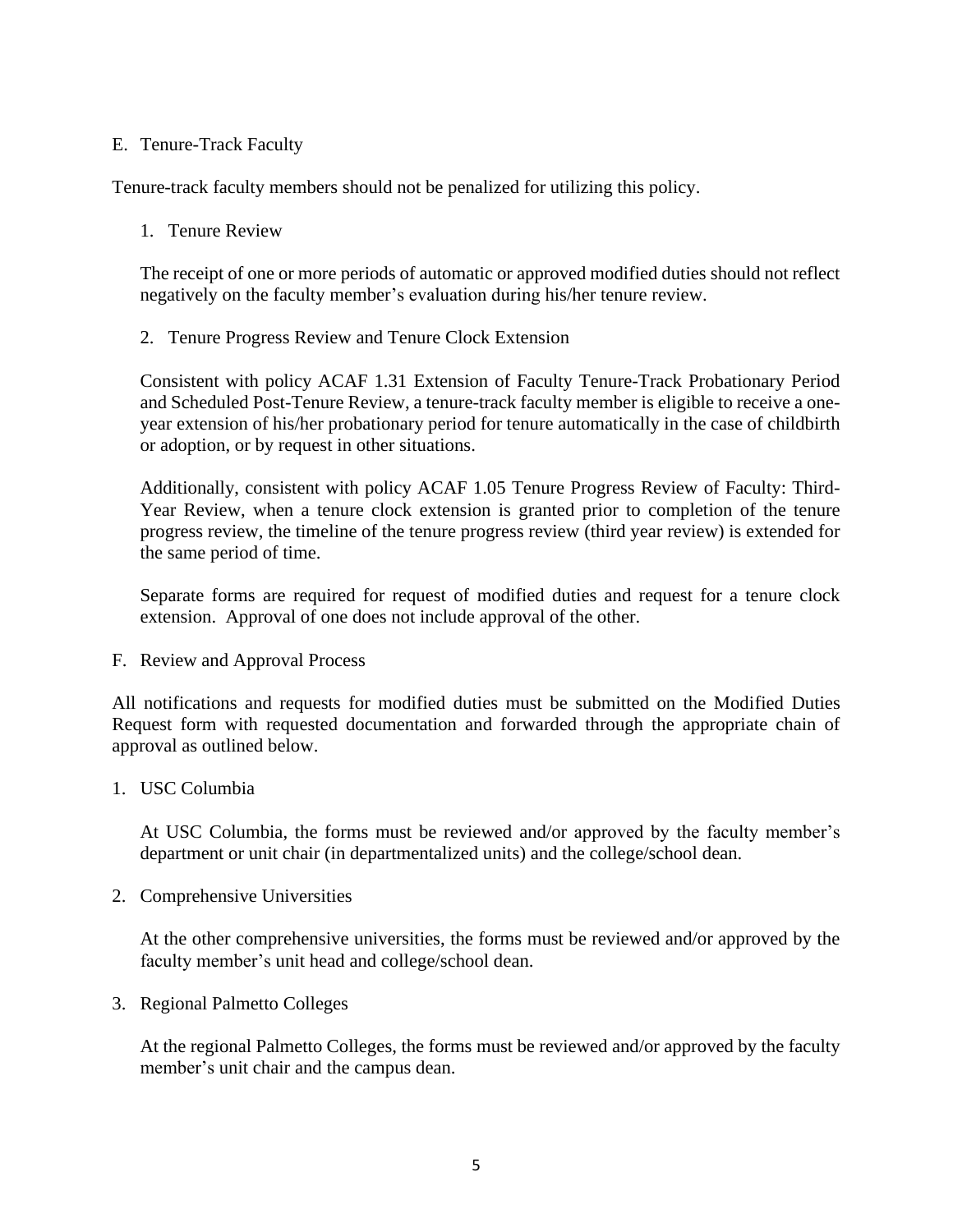## E. Tenure-Track Faculty

Tenure-track faculty members should not be penalized for utilizing this policy.

### 1. Tenure Review

The receipt of one or more periods of automatic or approved modified duties should not reflect negatively on the faculty member's evaluation during his/her tenure review.

### 2. Tenure Progress Review and Tenure Clock Extension

Consistent with policy ACAF 1.31 Extension of Faculty Tenure-Track Probationary Period and Scheduled Post-Tenure Review, a tenure-track faculty member is eligible to receive a one-year extension of his/her probationary period for tenure automatically in the case of childbirth or adoption, or by request in other situations.

Additionally, consistent with policy ACAF 1.05 Tenure Progress Review of Faculty: Third-Year Review, when a tenure clock extension is granted prior to completion of the tenure progress review, the timeline of the tenure progress review (third year review) is extended for the same period of time.

Separate forms are required for request of modified duties and request for a tenure clock extension. Approval of one does not include approval of the other.

## F. Review and Approval Process

All notifications and requests for modified duties must be submitted on the Modified Duties Request form with requested documentation and forwarded through the appropriate chain of approval as outlined below.

### 1. USC Columbia

At USC Columbia, the forms must be reviewed and/or approved by the faculty member's department or unit chair (in departmentalized units) and the college/school dean.

### 2. Comprehensive Universities

At the other comprehensive universities, the forms must be reviewed and/or approved by the faculty member's unit head and college/school dean.

### 3. Regional Palmetto Colleges

At the regional Palmetto Colleges, the forms must be reviewed and/or approved by the faculty member's unit chair and the campus dean.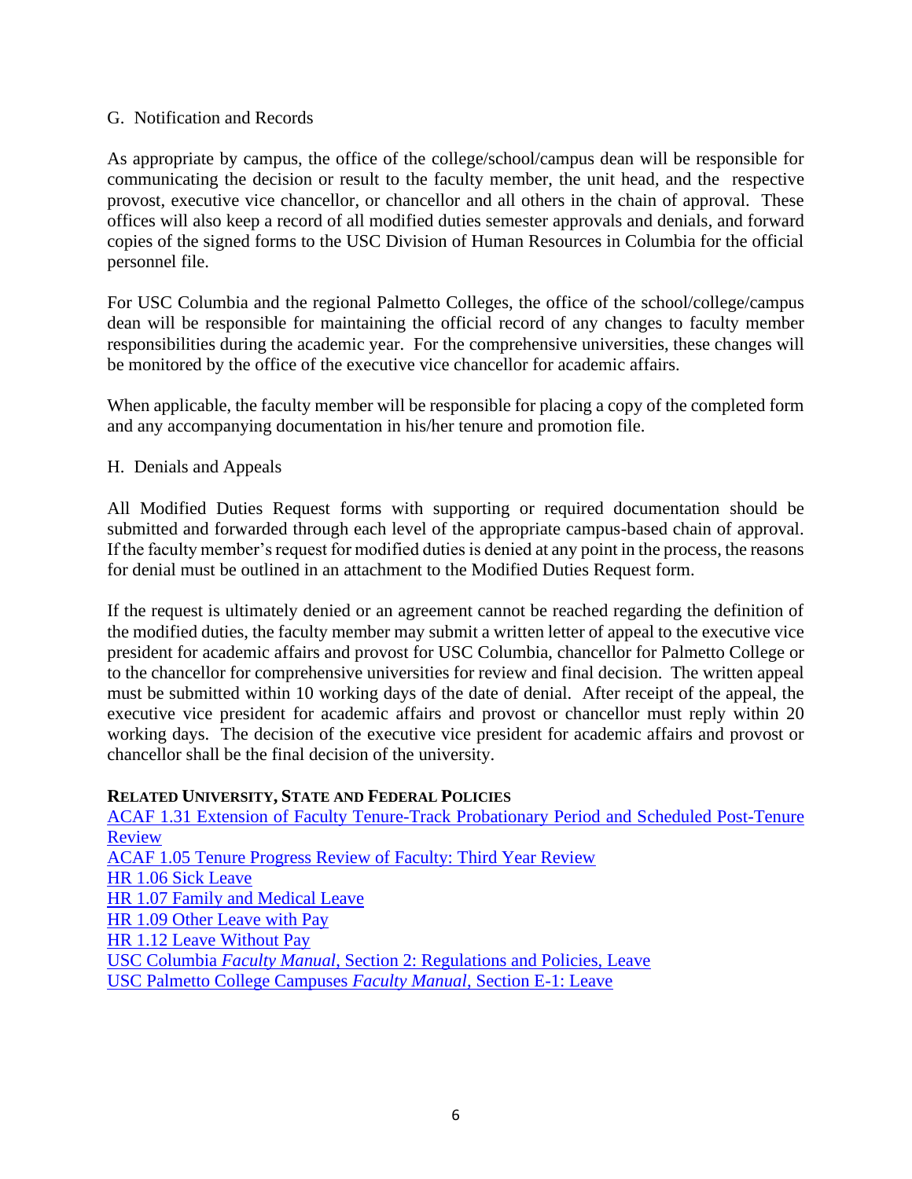G. Notification and Records

As appropriate by campus, the office of the college/school/campus dean will be responsible for communicating the decision or result to the faculty member, the unit head, and the respective provost, executive vice chancellor, or chancellor and all others in the chain of approval. These offices will also keep a record of all modified duties semester approvals and denials, and forward copies of the signed forms to the USC Division of Human Resources in Columbia for the official personnel file.

For USC Columbia and the regional Palmetto Colleges, the office of the school/college/campus dean will be responsible for maintaining the official record of any changes to faculty member responsibilities during the academic year. For the comprehensive universities, these changes will be monitored by the office of the executive vice chancellor for academic affairs.

When applicable, the faculty member will be responsible for placing a copy of the completed form and any accompanying documentation in his/her tenure and promotion file.

H. Denials and Appeals

All Modified Duties Request forms with supporting or required documentation should be submitted and forwarded through each level of the appropriate campus-based chain of approval. If the faculty member's request for modified duties is denied at any point in the process, the reasons for denial must be outlined in an attachment to the Modified Duties Request form.

If the request is ultimately denied or an agreement cannot be reached regarding the definition of the modified duties, the faculty member may submit a written letter of appeal to the executive vice president for academic affairs and provost for USC Columbia, chancellor for Palmetto College or to the chancellor for comprehensive universities for review and final decision. The written appeal must be submitted within 10 working days of the date of denial. After receipt of the appeal, the executive vice president for academic affairs and provost or chancellor must reply within 20 working days. The decision of the executive vice president for academic affairs and provost or chancellor shall be the final decision of the university.

**RELATED UNIVERSITY, STATE AND FEDERAL POLICIES**

ACAF 1.31 Extension of Faculty Tenure-Track Probationary Period and Scheduled Post-Tenure Review
ACAF 1.05 Tenure Progress Review of Faculty: Third Year Review
HR 1.06 Sick Leave
HR 1.07 Family and Medical Leave
HR 1.09 Other Leave with Pay
HR 1.12 Leave Without Pay
USC Columbia *Faculty Manual*, Section 2: Regulations and Policies, Leave
USC Palmetto College Campuses *Faculty Manual*, Section E-1: Leave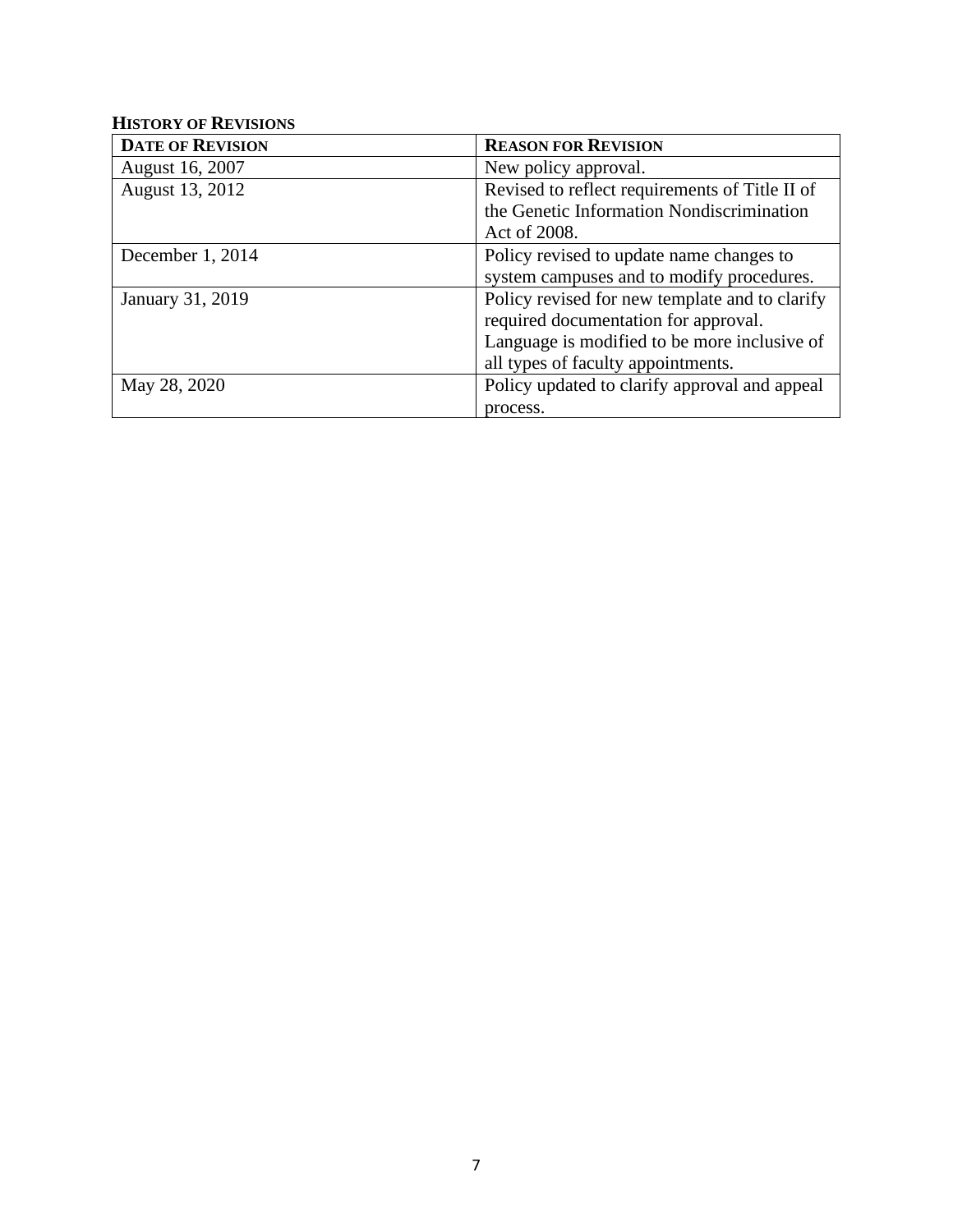**HISTORY OF REVISIONS**

| DATE OF REVISION | REASON FOR REVISION |
|---|---|
| August 16, 2007 | New policy approval. |
| August 13, 2012 | Revised to reflect requirements of Title II of the Genetic Information Nondiscrimination Act of 2008. |
| December 1, 2014 | Policy revised to update name changes to system campuses and to modify procedures. |
| January 31, 2019 | Policy revised for new template and to clarify required documentation for approval. Language is modified to be more inclusive of all types of faculty appointments. |
| May 28, 2020 | Policy updated to clarify approval and appeal process. |